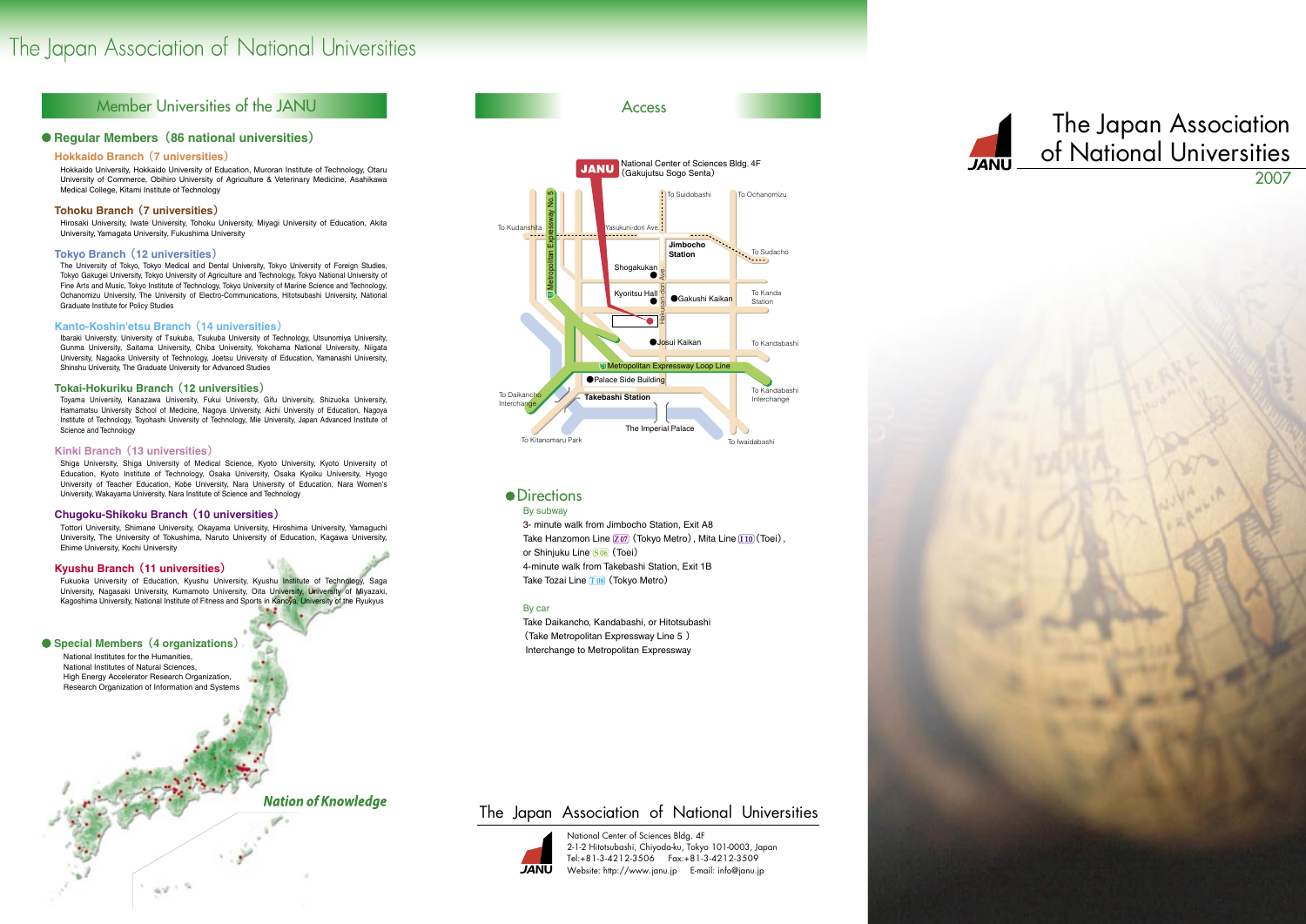# The Japan Association of National Universities

## Member Universities of the JANU

### Regular Members (86 national universities)

**Hokkaido Branch (7 universities)**

Hokkaido University, Hokkaido University of Education, Muroran Institute of Technology, Otaru University of Commerce, Obihiro University of Agriculture & Veterinary Medicine, Asahikawa Medical College, Kitami Institute of Technology

**Tohoku Branch (7 universities)**

Hirosaki University, Iwate University, Tohoku University, Miyagi University of Education, Akita University, Yamagata University, Fukushima University

**Tokyo Branch (12 universities)**

The University of Tokyo, Tokyo Medical and Dental University, Tokyo University of Foreign Studies, Tokyo Gakugei University, Tokyo University of Agriculture and Technology, Tokyo National University of Fine Arts and Music, Tokyo Institute of Technology, Tokyo University of Marine Science and Technology, Ochanomizu University, The University of Electro-Communications, Hitotsubashi University, National Graduate Institute for Policy Studies

**Kanto-Koshin'etsu Branch (14 universities)**

Ibaraki University, University of Tsukuba, Tsukuba University of Technology, Utsunomiya University, Gunma University, Saitama University, Chiba University, Yokohama National University, Niigata University, Nagaoka University of Technology, Joetsu University of Education, Yamanashi University, Shinshu University, The Graduate University for Advanced Studies

**Tokai-Hokuriku Branch (12 universities)**

Toyama University, Kanazawa University, Fukui University, Gifu University, Shizuoka University, Hamamatsu University School of Medicine, Nagoya University, Aichi University of Education, Nagoya Institute of Technology, Toyohashi University of Technology, Mie University, Japan Advanced Institute of Science and Technology

**Kinki Branch (13 universities)**

Shiga University, Shiga University of Medical Science, Kyoto University, Kyoto University of Education, Kyoto Institute of Technology, Osaka University, Osaka Kyoiku University, Hyogo University of Teacher Education, Kobe University, Nara University of Education, Nara Women's University, Wakayama University, Nara Institute of Science and Technology

**Chugoku-Shikoku Branch (10 universities)**

Tottori University, Shimane University, Okayama University, Hiroshima University, Yamaguchi University, The University of Tokushima, Naruto University of Education, Kagawa University, Ehime University, Kochi University

**Kyushu Branch (11 universities)**

Fukuoka University of Education, Kyushu University, Kyushu Institute of Technology, Saga University, Nagasaki University, Kumamoto University, Oita University, University of Miyazaki, Kagoshima University, National Institute of Fitness and Sports in Kanoya, University of the Ryukyus

### Special Members (4 organizations)

National Institutes for the Humanities,
National Institutes of Natural Sciences,
High Energy Accelerator Research Organization,
Research Organization of Information and Systems

*Nation of Knowledge*

## Access

JANU National Center of Sciences Bldg. 4F (Gakujutsu Sogo Senta)

### Directions

**By subway**

3- minute walk from Jimbocho Station, Exit A8
Take Hanzomon Line Z07 (Tokyo Metro), Mita Line I10 (Toei),
or Shinjuku Line S06 (Toei)
4-minute walk from Takebashi Station, Exit 1B
Take Tozai Line T08 (Tokyo Metro)

**By car**

Take Daikancho, Kandabashi, or Hitotsubashi
(Take Metropolitan Expressway Line 5 )
Interchange to Metropolitan Expressway

## The Japan Association of National Universities

National Center of Sciences Bldg. 4F
2-1-2 Hitotsubashi, Chiyoda-ku, Tokyo 101-0003, Japan
Tel:+81-3-4212-3506 Fax:+81-3-4212-3509
Website: http://www.janu.jp E-mail: info@janu.jp

# The Japan Association of National Universities

2007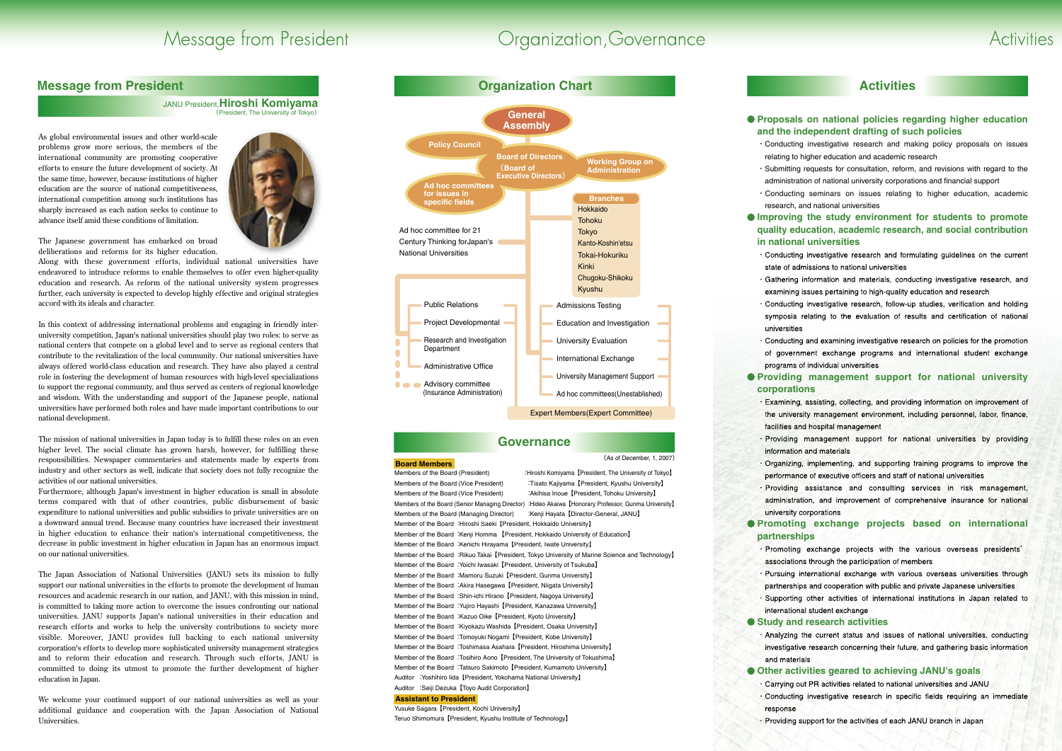# Message from President

## Message from President

JANU President, **Hiroshi Komiyama**
(President, The University of Tokyo)

As global environmental issues and other world-scale problems grow more serious, the members of the international community are promoting cooperative efforts to ensure the future development of society. At the same time, however, because institutions of higher education are the source of national competitiveness, international competition among such institutions has sharply increased as each nation seeks to continue to advance itself amid these conditions of limitation.

The Japanese government has embarked on broad deliberations and reforms for its higher education. Along with these government efforts, individual national universities have endeavored to introduce reforms to enable themselves to offer even higher-quality education and research. As reform of the national university system progresses further, each university is expected to develop highly effective and original strategies accord with its ideals and character.

In this context of addressing international problems and engaging in friendly inter-university competition, Japan's national universities should play two roles: to serve as national centers that compete on a global level and to serve as regional centers that contribute to the revitalization of the local community. Our national universities have always offered world-class education and research. They have also played a central role in fostering the development of human resources with high-level specializations to support the regional community, and thus served as centers of regional knowledge and wisdom. With the understanding and support of the Japanese people, national universities have performed both roles and have made important contributions to our national development.

The mission of national universities in Japan today is to fulfill these roles on an even higher level. The social climate has grown harsh, however, for fulfilling these responsibilities. Newspaper commentaries and statements made by experts from industry and other sectors as well, indicate that society does not fully recognize the activities of our national universities.
Furthermore, although Japan's investment in higher education is small in absolute terms compared with that of other countries, public disbursement of basic expenditure to national universities and public subsidies to private universities are on a downward annual trend. Because many countries have increased their investment in higher education to enhance their nation's international competitiveness, the decrease in public investment in higher education in Japan has an enormous impact on our national universities.

The Japan Association of National Universities (JANU) sets its mission to fully support our national universities in the efforts to promote the development of human resources and academic research in our nation, and JANU, with this mission in mind, is committed to taking more action to overcome the issues confronting our national universities. JANU supports Japan's national universities in their education and research efforts and works to help the university contributions to society more visible. Moreover, JANU provides full backing to each national university corporation's efforts to develop more sophisticated university management strategies and to reform their education and research. Through such efforts, JANU is committed to doing its utmost to promote the further development of higher education in Japan.

We welcome your continued support of our national universities as well as your additional guidance and cooperation with the Japan Association of National Universities.

# Organization, Governance

## Organization Chart

General Assembly

Policy Council

Board of Directors (Board of Executive Directors)

Working Group on Administration

Ad hoc committees for issues in specific fields

Ad hoc committee for 21 Century Thinking forJapan's National Universities

Branches
Hokkaido
Tohoku
Tokyo
Kanto-Koshin'etsu
Tokai-Hokuriku
Kinki
Chugoku-Shikoku
Kyushu

Public Relations
Project Developmental
Research and Investigation Department
Administrative Office
Advisory committee (Insurance Administration)

Admissions Testing
Education and Investigation
University Evaluation
International Exchange
University Management Support
Ad hoc committees(Unestablished)

Expert Members(Expert Committee)

## Governance

(As of December, 1, 2007)

**Board Members**

Members of the Board (President) :Hiroshi Komiyama【President, The University of Tokyo】
Members of the Board (Vice President) :Tisato Kajiyama【President, Kyushu University】
Members of the Board (Vice President) :Akihisa Inoue【President, Tohoku University】
Members of the Board (Senior Managing Director) :Hideo Akaiwa【Honorary Professor, Gunma University】
Members of the Board (Managing Director) :Kenji Hayata【Director-General, JANU】
Member of the Board :Hiroshi Saeki【President, Hokkaido University】
Member of the Board :Kenji Homma【President, Hokkaido University of Education】
Member of the Board :Kenichi Hirayama【President, Iwate University】
Member of the Board :Rikuo Takai【President, Tokyo University of Marine Science and Technology】
Member of the Board :Yoichi Iwasaki【President, University of Tsukuba】
Member of the Board :Mamoru Suzuki【President, Gunma University】
Member of the Board :Akira Hasegawa【President, Niigata University】
Member of the Board :Shin-ichi Hirano【President, Nagoya University】
Member of the Board :Yujiro Hayashi【President, Kanazawa University】
Member of the Board :Kazuo Oike【President, Kyoto University】
Member of the Board :Kiyokazu Washida【President, Osaka University】
Member of the Board :Tomoyuki Nogami【President, Kobe University】
Member of the Board :Toshimasa Asahara【President, Hiroshima University】
Member of the Board :Tosihiro Aono【President, The University of Tokushima】
Member of the Board :Tatsuro Sakimoto【President, Kumamoto University】
Auditor :Yoshihiro Iida【President, Yokohama National University】
Auditor :Seiji Dezuka【Toyo Audit Corporation】

**Assistant to President**

Yusuke Sagara【President, Kochi University】
Teruo Shimomura【President, Kyushu Institute of Technology】

# Activities

## Activities

### ● Proposals on national policies regarding higher education and the independent drafting of such policies

- Conducting investigative research and making policy proposals on issues relating to higher education and academic research
- Submitting requests for consultation, reform, and revisions with regard to the administration of national university corporations and financial support
- Conducting seminars on issues relating to higher education, academic research, and national universities

### ● Improving the study environment for students to promote quality education, academic research, and social contribution in national universities

- Conducting investigative research and formulating guidelines on the current state of admissions to national universities
- Gathering information and materials, conducting investigative research, and examining issues pertaining to high-quality education and research
- Conducting investigative research, follow-up studies, verification and holding symposia relating to the evaluation of results and certification of national universities
- Conducting and examining investigative research on policies for the promotion of government exchange programs and international student exchange programs of individual universities

### ● Providing management support for national university corporations

- Examining, assisting, collecting, and providing information on improvement of the university management environment, including personnel, labor, finance, facilities and hospital management
- Providing management support for national universities by providing information and materials
- Organizing, implementing, and supporting training programs to improve the performance of executive officers and staff of national universities
- Providing assistance and consulting services in risk management, administration, and improvement of comprehensive insurance for national university corporations

### ● Promoting exchange projects based on international partnerships

- Promoting exchange projects with the various overseas presidents' associations through the participation of members
- Pursuing international exchange with various overseas universities through partnerships and cooperation with public and private Japanese universities
- Supporting other activities of international institutions in Japan related to international student exchange

### ● Study and research activities

- Analyzing the current status and issues of national universities, conducting investigative research concerning their future, and gathering basic information and materials

### ● Other activities geared to achieving JANU's goals

- Carrying out PR activities related to national universities and JANU
- Conducting investigative research in specific fields requiring an immediate response
- Providing support for the activities of each JANU branch in Japan